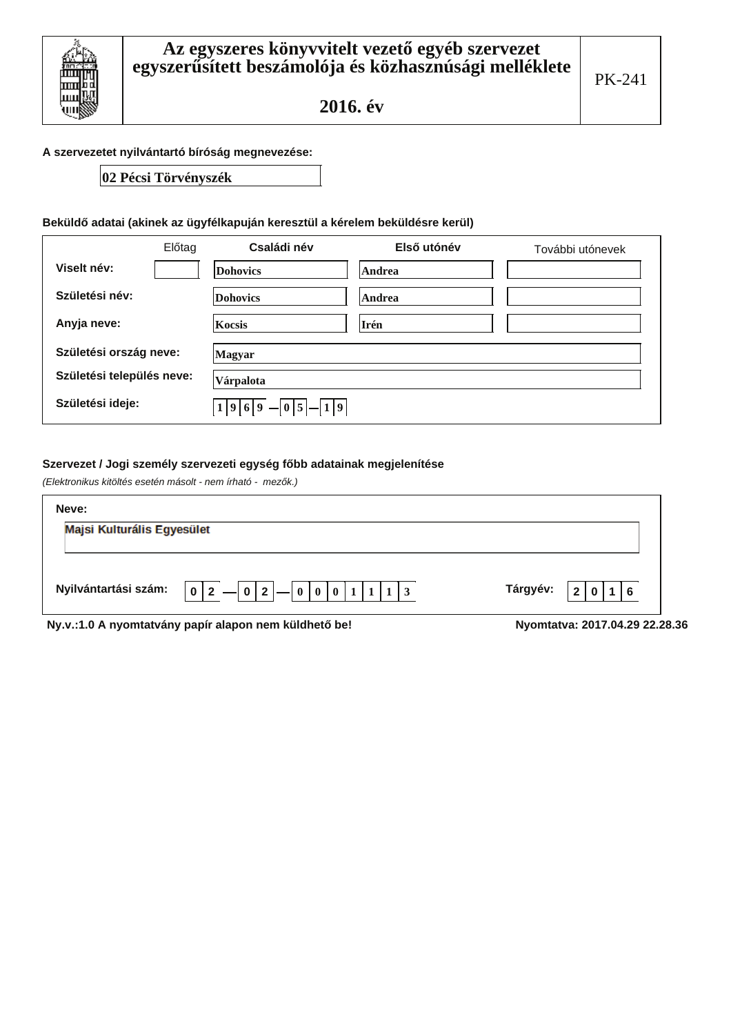# Az egyszeres könyvvitelt vezető egyéb szervezet egyszerűsített beszámolója és közhasznúsági melléklete

## 2016. év

PK-241

**A szervezetet nyilvántartó bíróság megnevezése:**

02 Pécsi Törvényszék

**Beküldő adatai (akinek az ügyfélkapuján keresztül a kérelem beküldésre kerül)**

| | Előtag | Családi név | Első utónév | További utónevek |
|---|---|---|---|---|
| Viselt név: | | Dohovics | Andrea | |
| Születési név: | | Dohovics | Andrea | |
| Anyja neve: | | Kocsis | Irén | |

**Születési ország neve:** Magyar

**Születési település neve:** Várpalota

**Születési ideje:** 1969 — 05 — 19

**Szervezet / Jogi személy szervezeti egység főbb adatainak megjelenítése**

*(Elektronikus kitöltés esetén másolt - nem írható - mezők.)*

**Neve:**

Majsi Kulturális Egyesület

**Nyilvántartási szám:** 02 — 02 — 0001113

**Tárgyév:** 2016

**Ny.v.:1.0 A nyomtatvány papír alapon nem küldhető be!**

**Nyomtatva: 2017.04.29 22.28.36**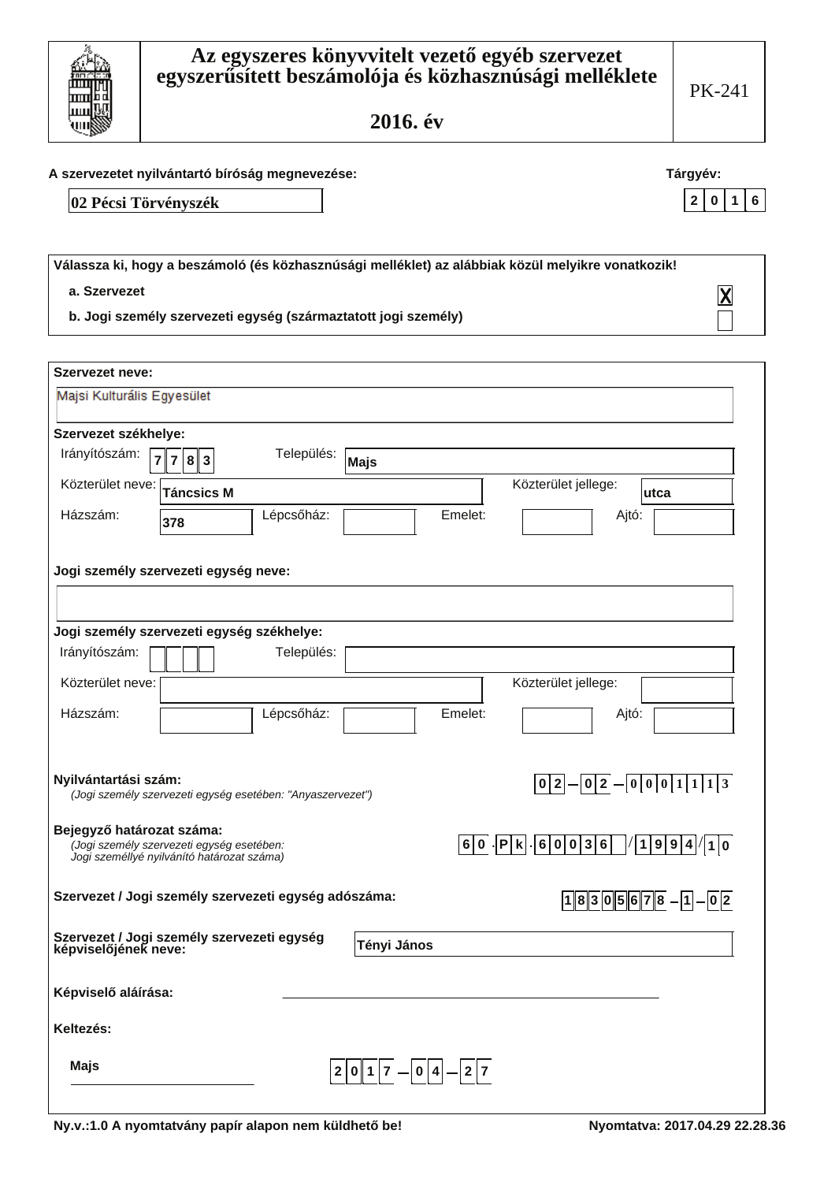# Az egyszeres könyvvitelt vezető egyéb szervezet egyszerűsített beszámolója és közhasznúsági melléklete

## 2016. év

PK-241

**A szervezetet nyilvántartó bíróság megnevezése:** 02 Pécsi Törvényszék

**Tárgyév:** 2016

**Válassza ki, hogy a beszámoló (és közhasznúsági melléklet) az alábbiak közül melyikre vonatkozik!**

- a. Szervezet [X]
- b. Jogi személy szervezeti egység (származtatott jogi személy) [ ]

**Szervezet neve:**

Majsi Kulturális Egyesület

**Szervezet székhelye:**

| Irányítószám: | 7783 | Település: | Majs |
|---|---|---|---|
| Közterület neve: | Táncsics M | Közterület jellege: | utca |
| Házszám: | 378 | Lépcsőház: | |
| Emelet: | | Ajtó: | |

**Jogi személy szervezeti egység neve:**

**Jogi személy szervezeti egység székhelye:**

| Irányítószám: | | Település: | |
|---|---|---|---|
| Közterület neve: | | Közterület jellege: | |
| Házszám: | | Lépcsőház: | |
| Emelet: | | Ajtó: | |

**Nyilvántartási szám:** 02-02-0001113
*(Jogi személy szervezeti egység esetében: "Anyaszervezet")*

**Bejegyző határozat száma:** 60.Pk.60036/1994/10
*(Jogi személy szervezeti egység esetében: Jogi személlyé nyilvánító határozat száma)*

**Szervezet / Jogi személy szervezeti egység adószáma:** 18305678-1-02

**Szervezet / Jogi személy szervezeti egység képviselőjének neve:** Tényi János

**Képviselő aláírása:** ______________________

**Keltezés:**

Majs 2017-04-27

Ny.v.:1.0 A nyomtatvány papír alapon nem küldhető be!

Nyomtatva: 2017.04.29 22.28.36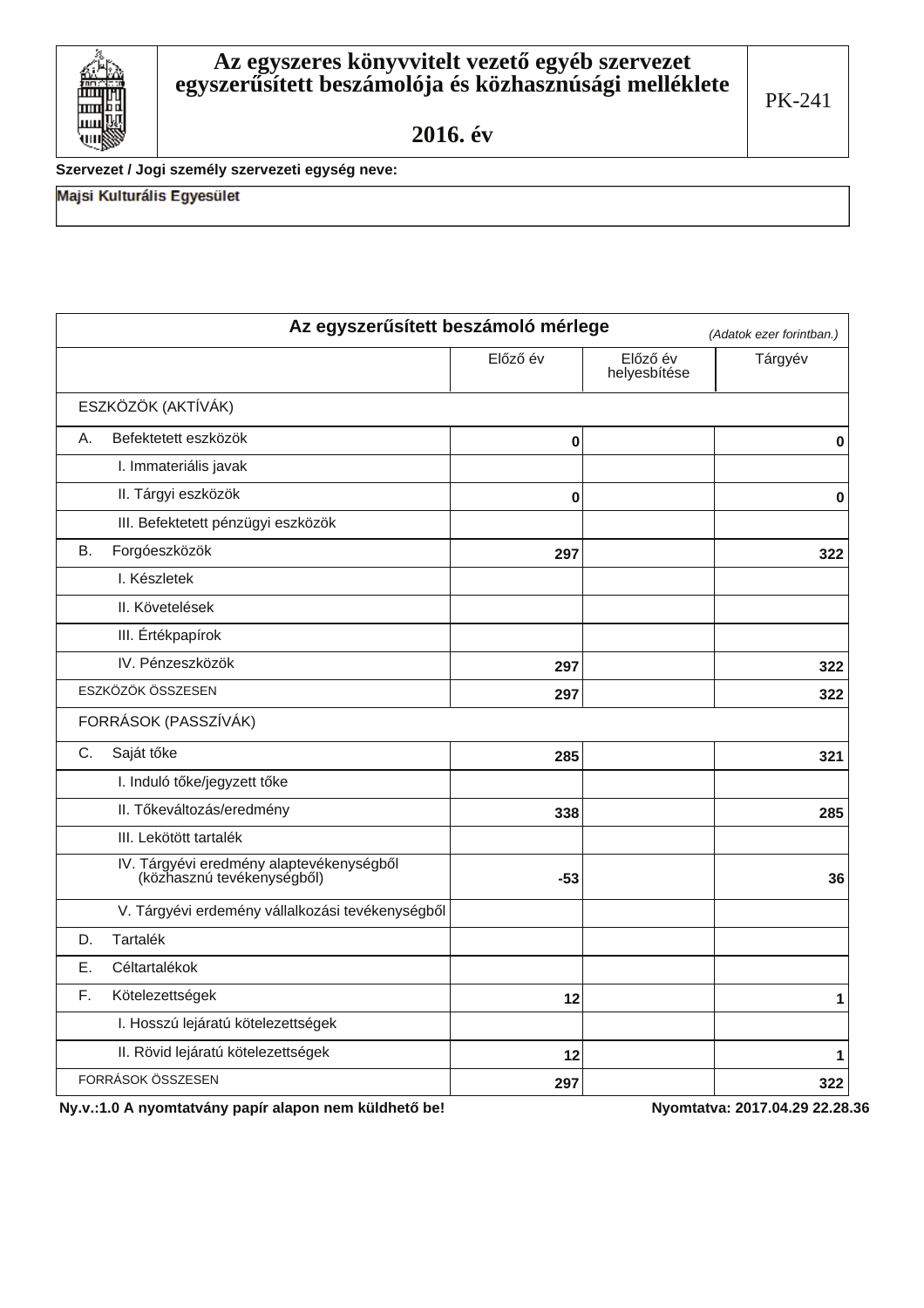# Az egyszeres könyvvitelt vezető egyéb szervezet egyszerűsített beszámolója és közhasznúsági melléklete

PK-241

**2016. év**

**Szervezet / Jogi személy szervezeti egység neve:**

Majsi Kulturális Egyesület

## Az egyszerűsített beszámoló mérlege

*(Adatok ezer forintban.)*

| | Előző év | Előző év helyesbítése | Tárgyév |
|---|---|---|---|
| ESZKÖZÖK (AKTÍVÁK) | | | |
| A. Befektetett eszközök | 0 | | 0 |
| I. Immateriális javak | | | |
| II. Tárgyi eszközök | 0 | | 0 |
| III. Befektetett pénzügyi eszközök | | | |
| B. Forgóeszközök | 297 | | 322 |
| I. Készletek | | | |
| II. Követelések | | | |
| III. Értékpapírok | | | |
| IV. Pénzeszközök | 297 | | 322 |
| ESZKÖZÖK ÖSSZESEN | 297 | | 322 |
| FORRÁSOK (PASSZÍVÁK) | | | |
| C. Saját tőke | 285 | | 321 |
| I. Induló tőke/jegyzett tőke | | | |
| II. Tőkeváltozás/eredmény | 338 | | 285 |
| III. Lekötött tartalék | | | |
| IV. Tárgyévi eredmény alaptevékenységből (közhasznú tevékenységből) | -53 | | 36 |
| V. Tárgyévi erdemény vállalkozási tevékenységből | | | |
| D. Tartalék | | | |
| E. Céltartalékok | | | |
| F. Kötelezettségek | 12 | | 1 |
| I. Hosszú lejáratú kötelezettségek | | | |
| II. Rövid lejáratú kötelezettségek | 12 | | 1 |
| FORRÁSOK ÖSSZESEN | 297 | | 322 |

**Ny.v.:1.0 A nyomtatvány papír alapon nem küldhető be!** **Nyomtatva: 2017.04.29 22.28.36**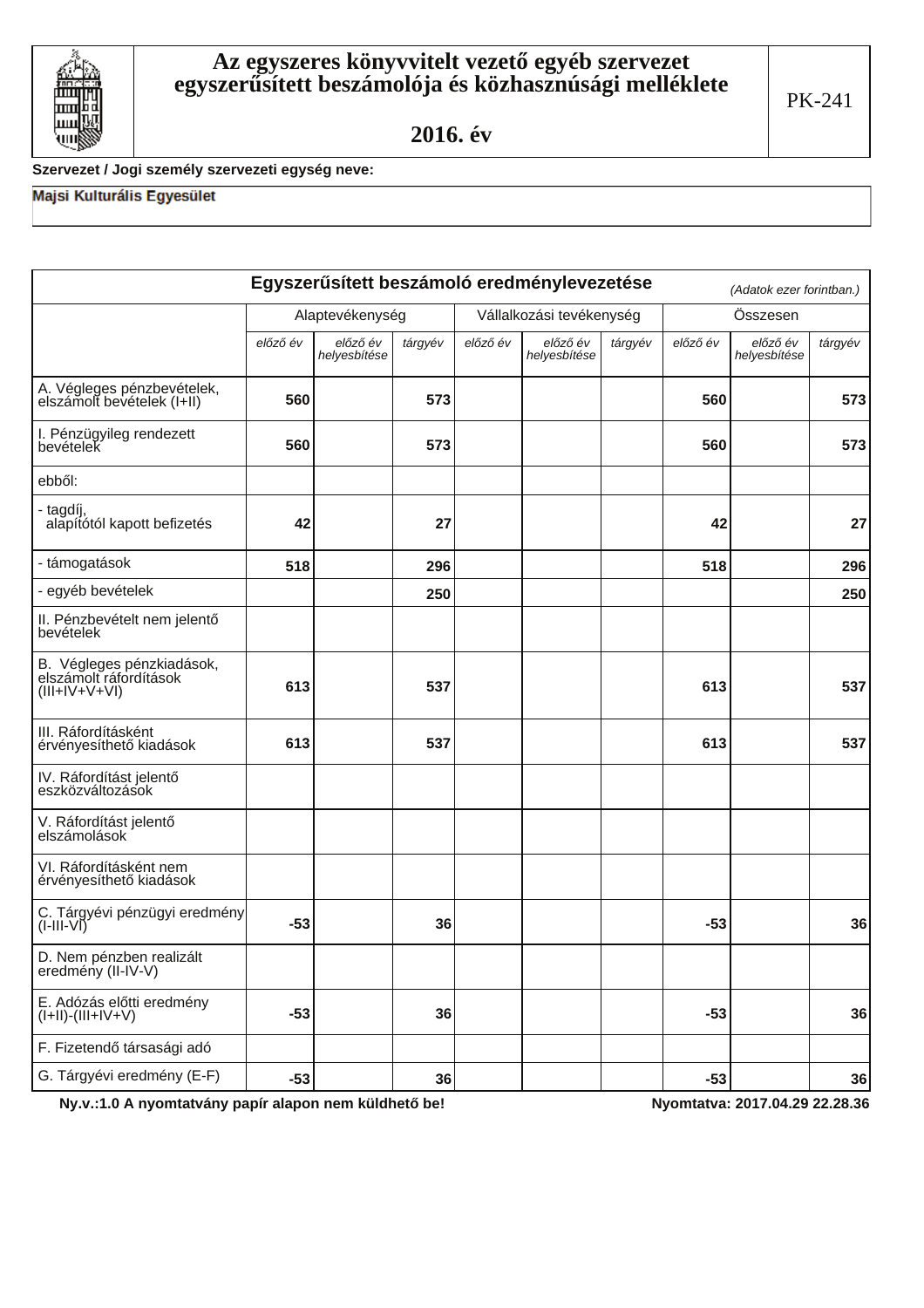# Az egyszeres könyvvitelt vezető egyéb szervezet egyszerűsített beszámolója és közhasznúsági melléklete

## 2016. év

PK-241

**Szervezet / Jogi személy szervezeti egység neve:**

Majsi Kulturális Egyesület

### Egyszerűsített beszámoló eredménylevezetése

*(Adatok ezer forintban.)*

| | Alaptevékenység | | | Vállalkozási tevékenység | | | Összesen | | |
|---|---|---|---|---|---|---|---|---|---|
| | *előző év* | *előző év helyesbítése* | *tárgyév* | *előző év* | *előző év helyesbítése* | *tárgyév* | *előző év* | *előző év helyesbítése* | *tárgyév* |
| A. Végleges pénzbevételek, elszámolt bevételek (I+II) | **560** | | **573** | | | | **560** | | **573** |
| I. Pénzügyileg rendezett bevételek | **560** | | **573** | | | | **560** | | **573** |
| ebből: | | | | | | | | | |
| - tagdíj, alapítótól kapott befizetés | **42** | | **27** | | | | **42** | | **27** |
| - támogatások | **518** | | **296** | | | | **518** | | **296** |
| - egyéb bevételek | | | **250** | | | | | | **250** |
| II. Pénzbevételt nem jelentő bevételek | | | | | | | | | |
| B. Végleges pénzkiadások, elszámolt ráfordítások (III+IV+V+VI) | **613** | | **537** | | | | **613** | | **537** |
| III. Ráfordításként érvényesíthető kiadások | **613** | | **537** | | | | **613** | | **537** |
| IV. Ráfordítást jelentő eszközváltozások | | | | | | | | | |
| V. Ráfordítást jelentő elszámolások | | | | | | | | | |
| VI. Ráfordításként nem érvényesíthető kiadások | | | | | | | | | |
| C. Tárgyévi pénzügyi eredmény (I-III-VI) | **-53** | | **36** | | | | **-53** | | **36** |
| D. Nem pénzben realizált eredmény (II-IV-V) | | | | | | | | | |
| E. Adózás előtti eredmény (I+II)-(III+IV+V) | **-53** | | **36** | | | | **-53** | | **36** |
| F. Fizetendő társasági adó | | | | | | | | | |
| G. Tárgyévi eredmény (E-F) | **-53** | | **36** | | | | **-53** | | **36** |

**Ny.v.:1.0 A nyomtatvány papír alapon nem küldhető be!** **Nyomtatva: 2017.04.29 22.28.36**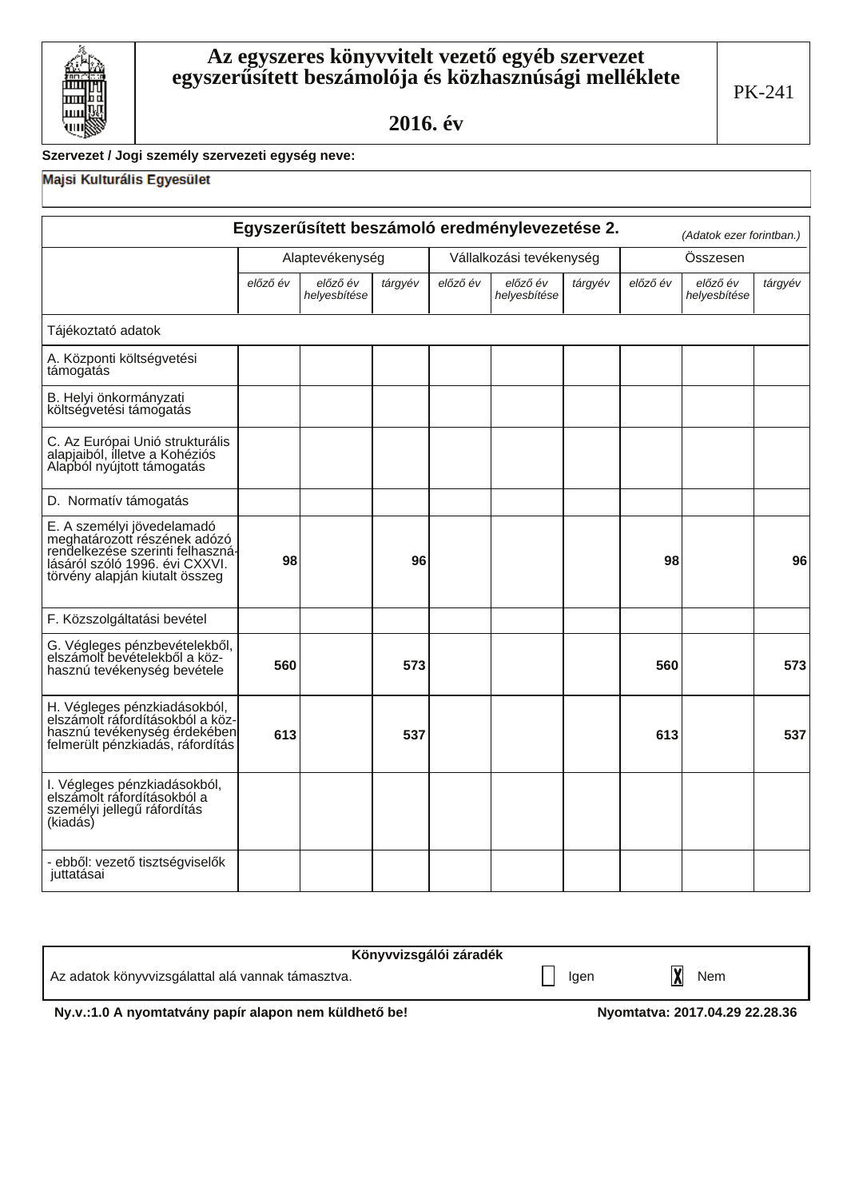# Az egyszeres könyvvitelt vezető egyéb szervezet egyszerűsített beszámolója és közhasznúsági melléklete

## 2016. év

PK-241

**Szervezet / Jogi személy szervezeti egység neve:**

Majsi Kulturális Egyesület

| Egyszerűsített beszámoló eredménylevezetése 2. *(Adatok ezer forintban.)* | Alaptevékenység | | | Vállalkozási tevékenység | | | Összesen | | |
|---|---|---|---|---|---|---|---|---|---|
| | *előző év* | *előző év helyesbítése* | *tárgyév* | *előző év* | *előző év helyesbítése* | *tárgyév* | *előző év* | *előző év helyesbítése* | *tárgyév* |
| Tájékoztató adatok | | | | | | | | | |
| A. Központi költségvetési támogatás | | | | | | | | | |
| B. Helyi önkormányzati költségvetési támogatás | | | | | | | | | |
| C. Az Európai Unió strukturális alapjaiból, illetve a Kohéziós Alapból nyújtott támogatás | | | | | | | | | |
| D. Normatív támogatás | | | | | | | | | |
| E. A személyi jövedelamadó meghatározott részének adózó rendelkezése szerinti felhasználásáról szóló 1996. évi CXXVI. törvény alapján kiutalt összeg | 98 | | 96 | | | | 98 | | 96 |
| F. Közszolgáltatási bevétel | | | | | | | | | |
| G. Végleges pénzbevételekből, elszámolt bevételekből a közhasznú tevékenység bevétele | 560 | | 573 | | | | 560 | | 573 |
| H. Végleges pénzkiadásokból, elszámolt ráfordításokból a közhasznú tevékenység érdekében felmerült pénzkiadás, ráfordítás | 613 | | 537 | | | | 613 | | 537 |
| I. Végleges pénzkiadásokból, elszámolt ráfordításokból a személyi jellegű ráfordítás (kiadás) | | | | | | | | | |
| - ebből: vezető tisztségviselők juttatásai | | | | | | | | | |

**Könyvvizsgálói záradék**

Az adatok könyvvizsgálattal alá vannak támasztva. ☐ Igen ☒ Nem

**Ny.v.:1.0 A nyomtatvány papír alapon nem küldhető be!** **Nyomtatva: 2017.04.29 22.28.36**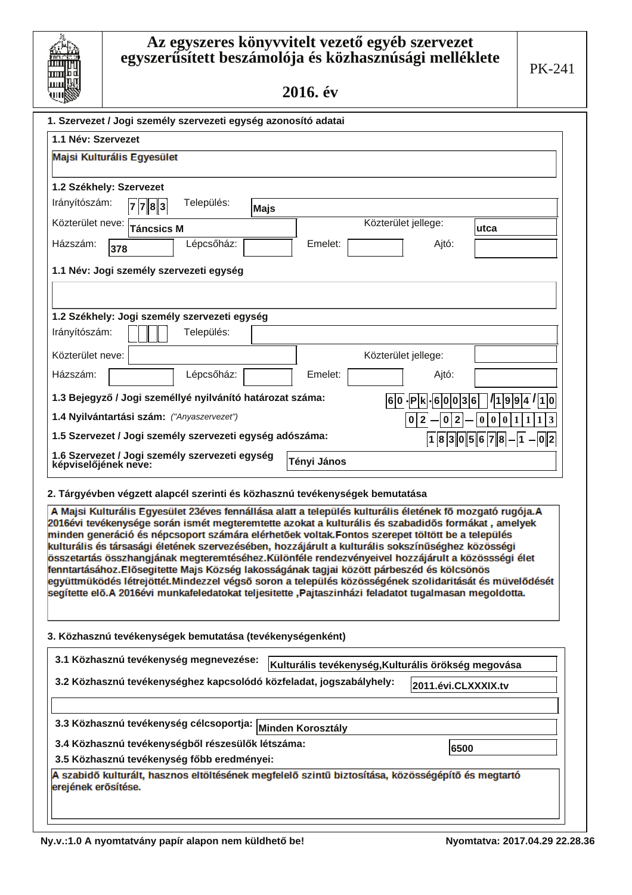# Az egyszeres könyvvitelt vezető egyéb szervezet egyszerűsített beszámolója és közhasznúsági melléklete

## 2016. év

PK-241

### 1. Szervezet / Jogi személy szervezeti egység azonosító adatai

**1.1 Név: Szervezet**

Majsi Kulturális Egyesület

**1.2 Székhely: Szervezet**

Irányítószám: 7783 Település: Majs

Közterület neve: Táncsics M Közterület jellege: utca

Házszám: 378 Lépcsőház: Emelet: Ajtó:

**1.1 Név: Jogi személy szervezeti egység**

**1.2 Székhely: Jogi személy szervezeti egység**

Irányítószám: Település:

Közterület neve: Közterület jellege:

Házszám: Lépcsőház: Emelet: Ajtó:

**1.3 Bejegyző / Jogi személlyé nyilvánító határozat száma:** 60·Pk·60036/1994/10

**1.4 Nyilvántartási szám:** *("Anyaszervezet")* 02–02–0001113

**1.5 Szervezet / Jogi személy szervezeti egység adószáma:** 18305678–1–02

**1.6 Szervezet / Jogi személy szervezeti egység képviselőjének neve:** Tényi János

### 2. Tárgyévben végzett alapcél szerinti és közhasznú tevékenységek bemutatása

A Majsi Kulturális Egyesület 23éves fennállása alatt a település kulturális életének fõ mozgató rugója.A 2016évi tevékenysége során ismét megteremtette azokat a kulturális és szabadidõs formákat , amelyek minden generáció és népcsoport számára elérhetõek voltak.Fontos szerepet töltött be a település kulturális és társasági életének szervezésében, hozzájárult a kulturális sokszínûséghez közösségi összetartás összhangjának megteremtéséhez.Különféle rendezvényeivel hozzájárult a közössségi élet fenntartásához.Elõsegítette Majs Község lakosságának tagjai között párbeszéd és kölcsönös együttmüködés létrejöttét.Mindezzel végsõ soron a település közösségének szolidaritását és müvelõdését segítette elõ.A 2016évi munkafeledatokat teljesitette ,Pajtaszinházi feladatot tugalmasan megoldotta.

### 3. Közhasznú tevékenységek bemutatása (tevékenységenként)

**3.1 Közhasznú tevékenység megnevezése:** Kulturális tevékenység,Kulturális örökség megovása

**3.2 Közhasznú tevékenységhez kapcsolódó közfeladat, jogszabályhely:** 2011.évi.CLXXXIX.tv

**3.3 Közhasznú tevékenység célcsoportja:** Minden Korosztály

**3.4 Közhasznú tevékenységből részesülők létszáma:** 6500

**3.5 Közhasznú tevékenység főbb eredményei:**

A szabidõ kulturált, hasznos eltöltésének megfelelõ szintû biztosítása, közösségépítõ és megtartó erejének erõsítése.

Ny.v.:1.0 A nyomtatvány papír alapon nem küldhető be! Nyomtatva: 2017.04.29 22.28.36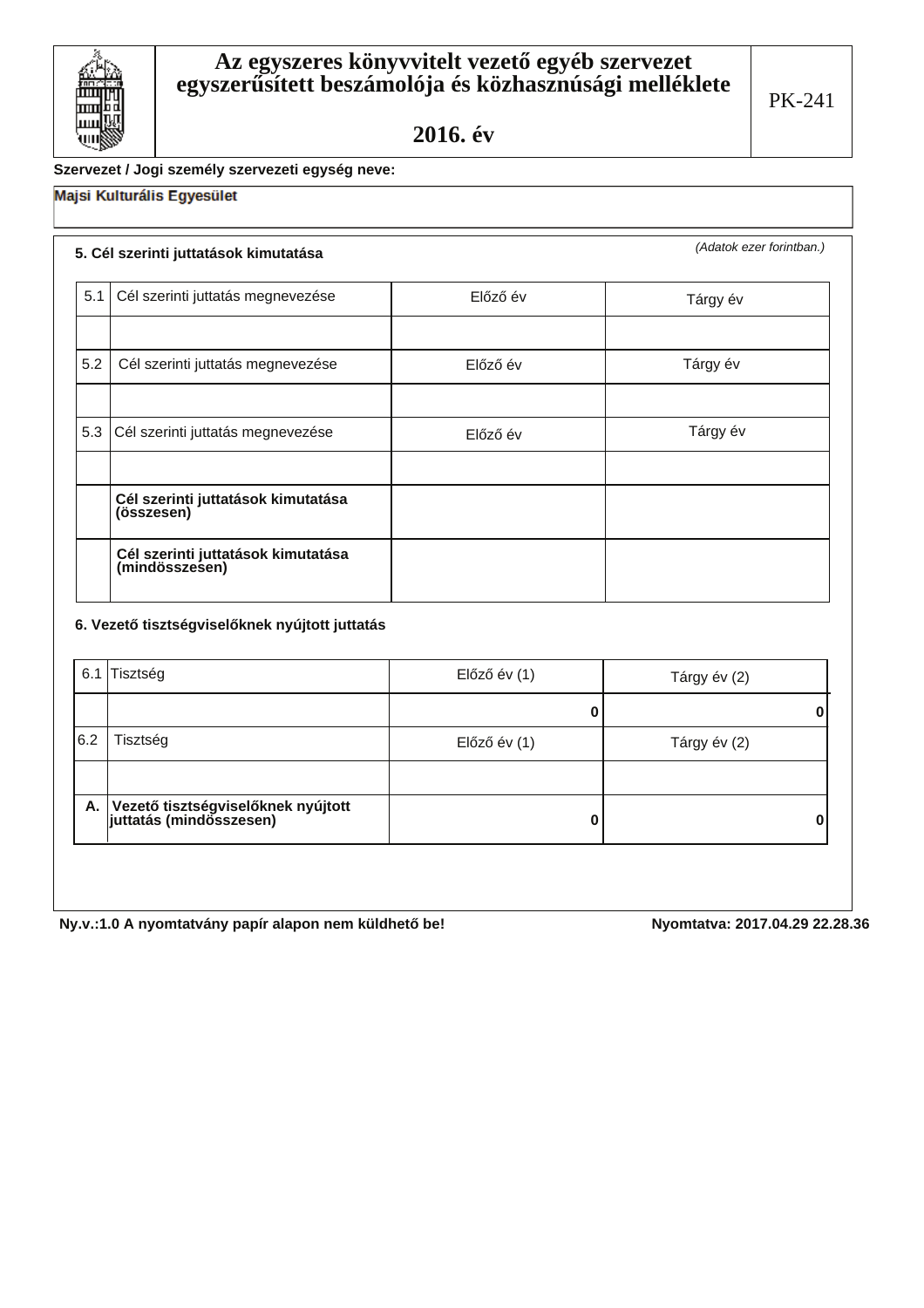# Az egyszeres könyvvitelt vezető egyéb szervezet egyszerűsített beszámolója és közhasznúsági melléklete

## 2016. év

PK-241

**Szervezet / Jogi személy szervezeti egység neve:**

Majsi Kulturális Egyesület

*(Adatok ezer forintban.)*

**5. Cél szerinti juttatások kimutatása**

| 5.1 | Cél szerinti juttatás megnevezése | Előző év | Tárgy év |
|---|---|---|---|
| | | | |
| 5.2 | Cél szerinti juttatás megnevezése | Előző év | Tárgy év |
| | | | |
| 5.3 | Cél szerinti juttatás megnevezése | Előző év | Tárgy év |
| | | | |
| | **Cél szerinti juttatások kimutatása (összesen)** | | |
| | **Cél szerinti juttatások kimutatása (mindösszesen)** | | |

**6. Vezető tisztségviselőknek nyújtott juttatás**

| 6.1 | Tisztség | Előző év (1) | Tárgy év (2) |
|---|---|---|---|
| | | 0 | 0 |
| 6.2 | Tisztség | Előző év (1) | Tárgy év (2) |
| | | | |
| **A.** | **Vezető tisztségviselőknek nyújtott juttatás (mindösszesen)** | 0 | 0 |

**Ny.v.:1.0 A nyomtatvány papír alapon nem küldhető be!** **Nyomtatva: 2017.04.29 22.28.36**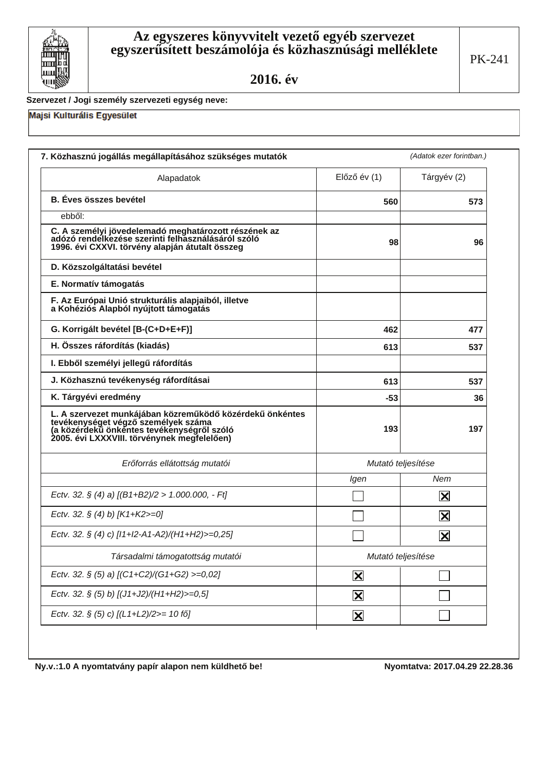# Az egyszeres könyvvitelt vezető egyéb szervezet egyszerűsített beszámolója és közhasznúsági melléklete

## 2016. év

PK-241

**Szervezet / Jogi személy szervezeti egység neve:**

Majsi Kulturális Egyesület

### 7. Közhasznú jogállás megállapításához szükséges mutatók

*(Adatok ezer forintban.)*

| Alapadatok | Előző év (1) | Tárgyév (2) |
|---|---|---|
| **B. Éves összes bevétel** | 560 | 573 |
| ebből: | | |
| **C. A személyi jövedelemadó meghatározott részének az adózó rendelkezése szerinti felhasználásáról szóló 1996. évi CXXVI. törvény alapján átutalt összeg** | 98 | 96 |
| **D. Közszolgáltatási bevétel** | | |
| **E. Normatív támogatás** | | |
| **F. Az Európai Unió strukturális alapjaiból, illetve a Kohéziós Alapból nyújtott támogatás** | | |
| **G. Korrigált bevétel [B-(C+D+E+F)]** | 462 | 477 |
| **H. Összes ráfordítás (kiadás)** | 613 | 537 |
| **I. Ebből személyi jellegű ráfordítás** | | |
| **J. Közhasznú tevékenység ráfordításai** | 613 | 537 |
| **K. Tárgyévi eredmény** | -53 | 36 |
| **L. A szervezet munkájában közreműködő közérdekű önkéntes tevékenységet végző személyek száma (a közérdekű önkéntes tevékenységről szóló 2005. évi LXXXVIII. törvénynek megfelelően)** | 193 | 197 |

| *Erőforrás ellátottság mutatói* | *Mutató teljesítése* | |
|---|---|---|
| | *Igen* | *Nem* |
| *Ectv. 32. § (4) a) [(B1+B2)/2 > 1.000.000, - Ft]* | ☐ | ☒ |
| *Ectv. 32. § (4) b) [K1+K2>=0]* | ☐ | ☒ |
| *Ectv. 32. § (4) c) [I1+I2-A1-A2)/(H1+H2)>=0,25]* | ☐ | ☒ |
| *Társadalmi támogatottság mutatói* | *Mutató teljesítése* | |
| *Ectv. 32. § (5) a) [(C1+C2)/(G1+G2) >=0,02]* | ☒ | ☐ |
| *Ectv. 32. § (5) b) [(J1+J2)/(H1+H2)>=0,5]* | ☒ | ☐ |
| *Ectv. 32. § (5) c) [(L1+L2)/2>= 10 fő]* | ☒ | ☐ |

**Ny.v.:1.0 A nyomtatvány papír alapon nem küldhető be!** **Nyomtatva: 2017.04.29 22.28.36**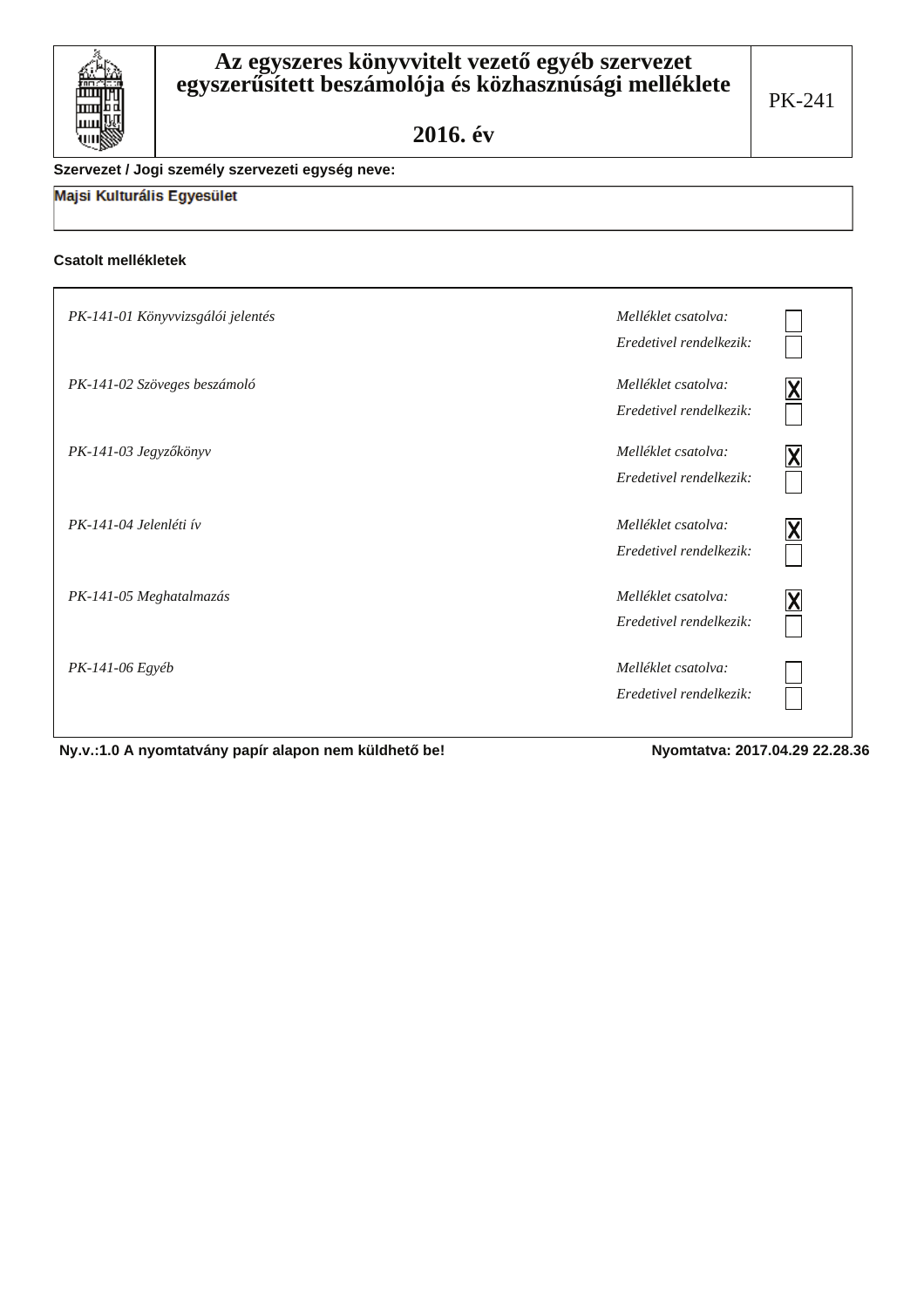# Az egyszeres könyvvitelt vezető egyéb szervezet egyszerűsített beszámolója és közhasznúsági melléklete

## 2016. év

PK-241

**Szervezet / Jogi személy szervezeti egység neve:**

Majsi Kulturális Egyesület

**Csatolt mellékletek**

| | | |
|---|---|---|
| *PK-141-01 Könyvvizsgálói jelentés* | *Melléklet csatolva:* | ☐ |
| | *Eredetivel rendelkezik:* | ☐ |
| *PK-141-02 Szöveges beszámoló* | *Melléklet csatolva:* | X |
| | *Eredetivel rendelkezik:* | ☐ |
| *PK-141-03 Jegyzőkönyv* | *Melléklet csatolva:* | X |
| | *Eredetivel rendelkezik:* | ☐ |
| *PK-141-04 Jelenléti ív* | *Melléklet csatolva:* | X |
| | *Eredetivel rendelkezik:* | ☐ |
| *PK-141-05 Meghatalmazás* | *Melléklet csatolva:* | X |
| | *Eredetivel rendelkezik:* | ☐ |
| *PK-141-06 Egyéb* | *Melléklet csatolva:* | ☐ |
| | *Eredetivel rendelkezik:* | ☐ |

**Ny.v.:1.0 A nyomtatvány papír alapon nem küldhető be!** **Nyomtatva: 2017.04.29 22.28.36**